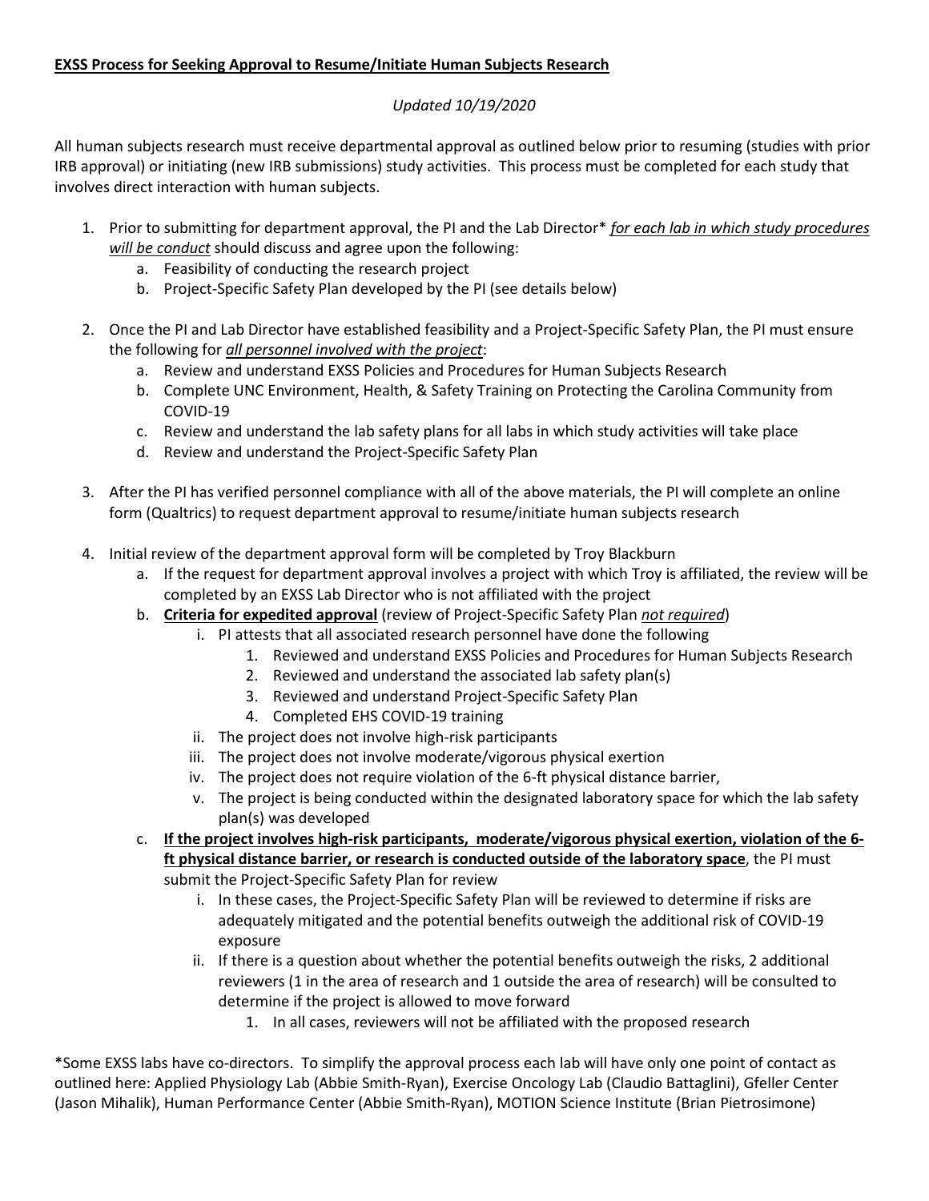**<u>EXSS Process for Seeking Approval to Resume/Initiate Human Subjects Research</u>**

*Updated 10/19/2020*

All human subjects research must receive departmental approval as outlined below prior to resuming (studies with prior IRB approval) or initiating (new IRB submissions) study activities. This process must be completed for each study that involves direct interaction with human subjects.

1. Prior to submitting for department approval, the PI and the Lab Director* *<u>for each lab in which study procedures will be conduct</u>* should discuss and agree upon the following:
   a. Feasibility of conducting the research project
   b. Project-Specific Safety Plan developed by the PI (see details below)

2. Once the PI and Lab Director have established feasibility and a Project-Specific Safety Plan, the PI must ensure the following for *<u>all personnel involved with the project</u>*:
   a. Review and understand EXSS Policies and Procedures for Human Subjects Research
   b. Complete UNC Environment, Health, & Safety Training on Protecting the Carolina Community from COVID-19
   c. Review and understand the lab safety plans for all labs in which study activities will take place
   d. Review and understand the Project-Specific Safety Plan

3. After the PI has verified personnel compliance with all of the above materials, the PI will complete an online form (Qualtrics) to request department approval to resume/initiate human subjects research

4. Initial review of the department approval form will be completed by Troy Blackburn
   a. If the request for department approval involves a project with which Troy is affiliated, the review will be completed by an EXSS Lab Director who is not affiliated with the project
   b. **<u>Criteria for expedited approval</u>** (review of Project-Specific Safety Plan *<u>not required</u>*)
      i. PI attests that all associated research personnel have done the following
         1. Reviewed and understand EXSS Policies and Procedures for Human Subjects Research
         2. Reviewed and understand the associated lab safety plan(s)
         3. Reviewed and understand Project-Specific Safety Plan
         4. Completed EHS COVID-19 training
      ii. The project does not involve high-risk participants
      iii. The project does not involve moderate/vigorous physical exertion
      iv. The project does not require violation of the 6-ft physical distance barrier,
      v. The project is being conducted within the designated laboratory space for which the lab safety plan(s) was developed
   c. **<u>If the project involves high-risk participants, moderate/vigorous physical exertion, violation of the 6-ft physical distance barrier, or research is conducted outside of the laboratory space</u>**, the PI must submit the Project-Specific Safety Plan for review
      i. In these cases, the Project-Specific Safety Plan will be reviewed to determine if risks are adequately mitigated and the potential benefits outweigh the additional risk of COVID-19 exposure
      ii. If there is a question about whether the potential benefits outweigh the risks, 2 additional reviewers (1 in the area of research and 1 outside the area of research) will be consulted to determine if the project is allowed to move forward
         1. In all cases, reviewers will not be affiliated with the proposed research

*Some EXSS labs have co-directors. To simplify the approval process each lab will have only one point of contact as outlined here: Applied Physiology Lab (Abbie Smith-Ryan), Exercise Oncology Lab (Claudio Battaglini), Gfeller Center (Jason Mihalik), Human Performance Center (Abbie Smith-Ryan), MOTION Science Institute (Brian Pietrosimone)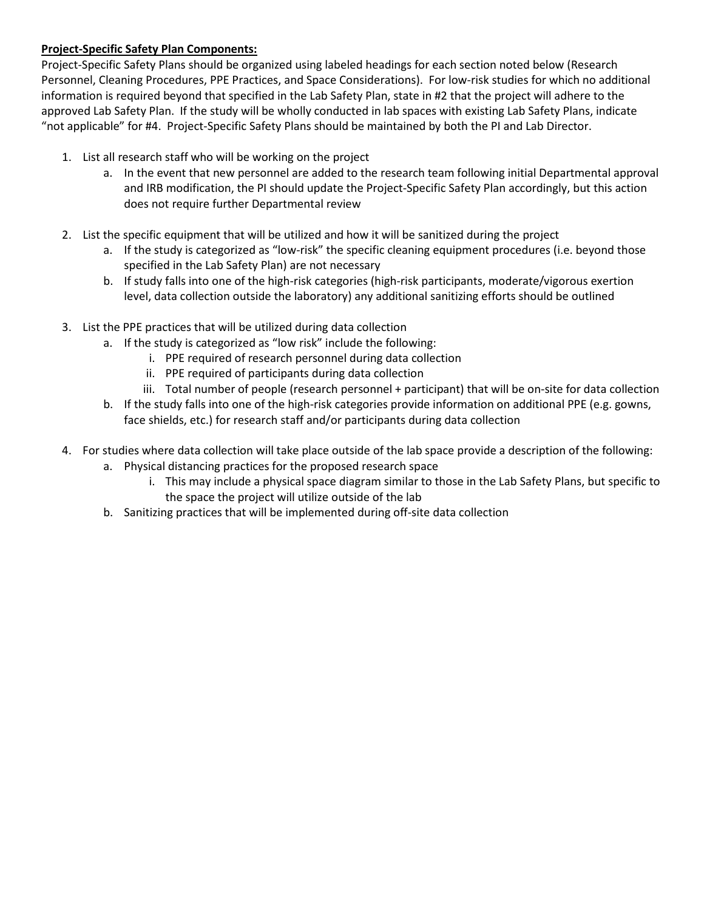**Project-Specific Safety Plan Components:**

Project-Specific Safety Plans should be organized using labeled headings for each section noted below (Research Personnel, Cleaning Procedures, PPE Practices, and Space Considerations). For low-risk studies for which no additional information is required beyond that specified in the Lab Safety Plan, state in #2 that the project will adhere to the approved Lab Safety Plan. If the study will be wholly conducted in lab spaces with existing Lab Safety Plans, indicate "not applicable" for #4. Project-Specific Safety Plans should be maintained by both the PI and Lab Director.

1. List all research staff who will be working on the project
   a. In the event that new personnel are added to the research team following initial Departmental approval and IRB modification, the PI should update the Project-Specific Safety Plan accordingly, but this action does not require further Departmental review

2. List the specific equipment that will be utilized and how it will be sanitized during the project
   a. If the study is categorized as "low-risk" the specific cleaning equipment procedures (i.e. beyond those specified in the Lab Safety Plan) are not necessary
   b. If study falls into one of the high-risk categories (high-risk participants, moderate/vigorous exertion level, data collection outside the laboratory) any additional sanitizing efforts should be outlined

3. List the PPE practices that will be utilized during data collection
   a. If the study is categorized as "low risk" include the following:
      i. PPE required of research personnel during data collection
      ii. PPE required of participants during data collection
      iii. Total number of people (research personnel + participant) that will be on-site for data collection
   b. If the study falls into one of the high-risk categories provide information on additional PPE (e.g. gowns, face shields, etc.) for research staff and/or participants during data collection

4. For studies where data collection will take place outside of the lab space provide a description of the following:
   a. Physical distancing practices for the proposed research space
      i. This may include a physical space diagram similar to those in the Lab Safety Plans, but specific to the space the project will utilize outside of the lab
   b. Sanitizing practices that will be implemented during off-site data collection